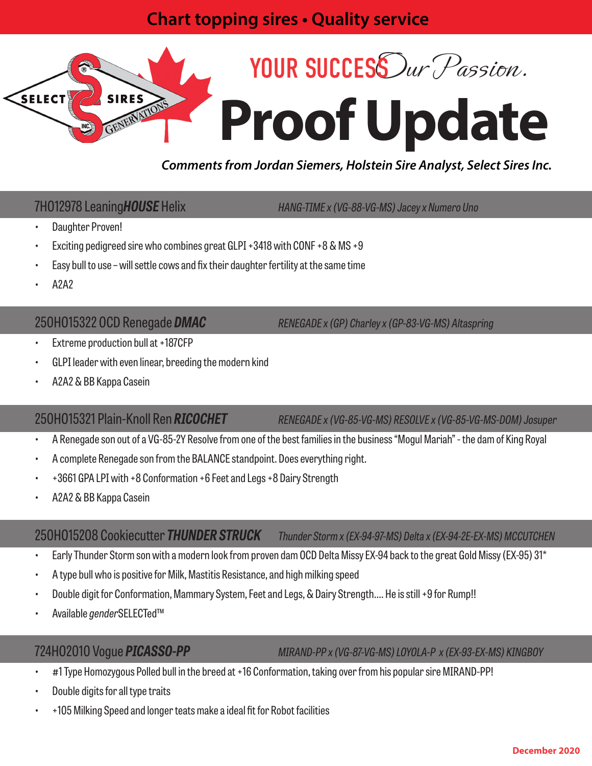**Chart topping sires • Quality service**

SELECT SIRES GENERVATIONS INC.

YOUR SUCCESS *Our Passion.*

# Proof Update

***Comments from Jordan Siemers, Holstein Sire Analyst, Select Sires Inc.***

## 7HO12978 Leaning***HOUSE*** Helix

*HANG-TIME x (VG-88-VG-MS) Jacey x Numero Uno*

- Daughter Proven!
- Exciting pedigreed sire who combines great GLPI +3418 with CONF +8 & MS +9
- Easy bull to use – will settle cows and fix their daughter fertility at the same time
- A2A2

## 250HO15322 OCD Renegade ***DMAC***

*RENEGADE x (GP) Charley x (GP-83-VG-MS) Altaspring*

- Extreme production bull at +187CFP
- GLPI leader with even linear, breeding the modern kind
- A2A2 & BB Kappa Casein

## 250HO15321 Plain-Knoll Ren ***RICOCHET***

*RENEGADE x (VG-85-VG-MS) RESOLVE x (VG-85-VG-MS-DOM) Josuper*

- A Renegade son out of a VG-85-2Y Resolve from one of the best families in the business "Mogul Mariah" - the dam of King Royal
- A complete Renegade son from the BALANCE standpoint. Does everything right.
- +3661 GPA LPI with +8 Conformation +6 Feet and Legs +8 Dairy Strength
- A2A2 & BB Kappa Casein

## 250HO15208 Cookiecutter ***THUNDER STRUCK***

*Thunder Storm x (EX-94-97-MS) Delta x (EX-94-2E-EX-MS) MCCUTCHEN*

- Early Thunder Storm son with a modern look from proven dam OCD Delta Missy EX-94 back to the great Gold Missy (EX-95) 31*
- A type bull who is positive for Milk, Mastitis Resistance, and high milking speed
- Double digit for Conformation, Mammary System, Feet and Legs, & Dairy Strength.... He is still +9 for Rump!!
- Available *gender*SELECTed™

## 724HO2010 Vogue ***PICASSO-PP***

*MIRAND-PP x (VG-87-VG-MS) LOYOLA-P x (EX-93-EX-MS) KINGBOY*

- #1 Type Homozygous Polled bull in the breed at +16 Conformation, taking over from his popular sire MIRAND-PP!
- Double digits for all type traits
- +105 Milking Speed and longer teats make a ideal fit for Robot facilities

December 2020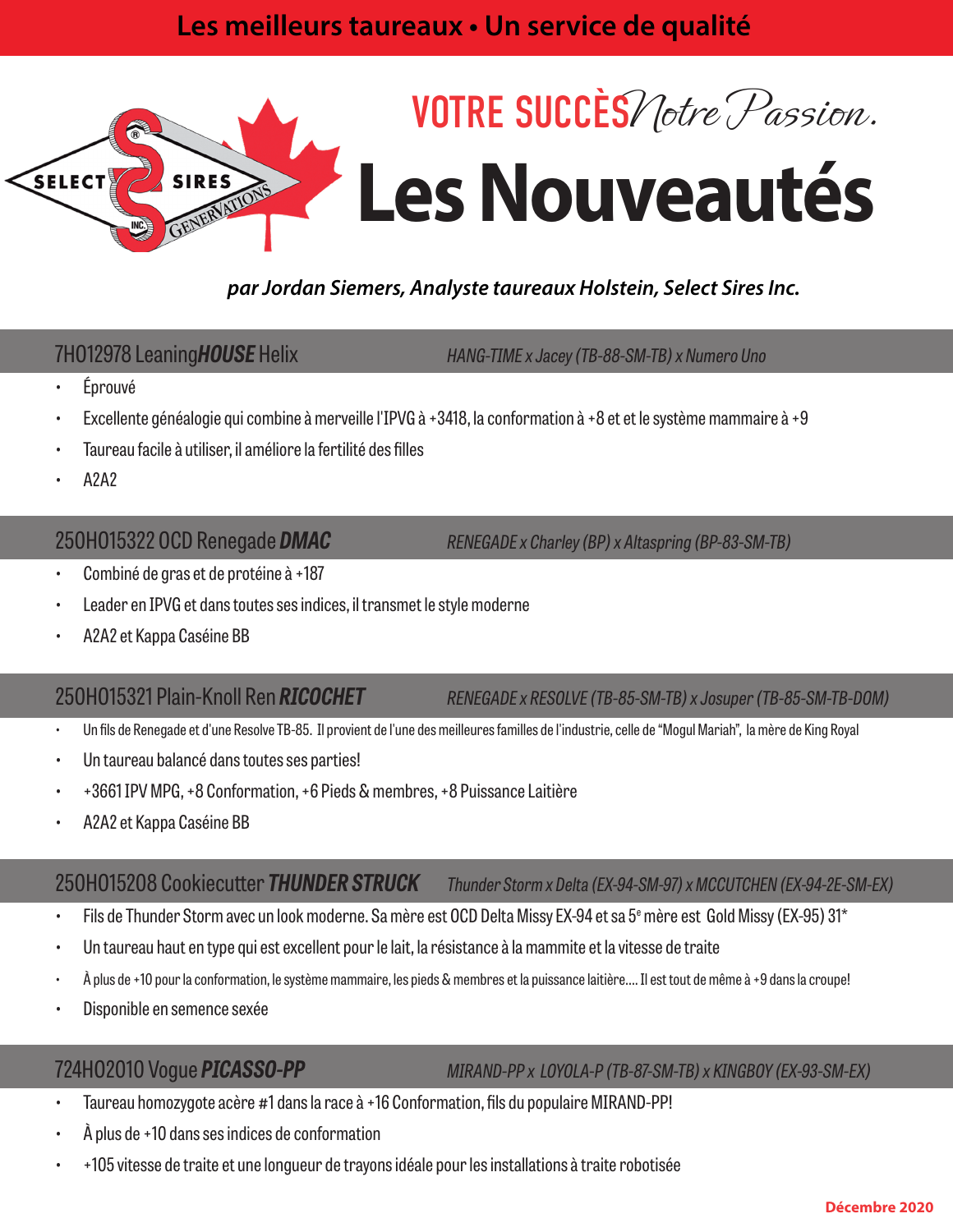**Les meilleurs taureaux • Un service de qualité**

VOTRE SUCCÈS *Notre Passion.*

# Les Nouveautés

***par Jordan Siemers, Analyste taureaux Holstein, Select Sires Inc.***

## 7HO12978 Leaning***HOUSE*** Helix

*HANG-TIME x Jacey (TB-88-SM-TB) x Numero Uno*

- Éprouvé
- Excellente généalogie qui combine à merveille l'IPVG à +3418, la conformation à +8 et et le système mammaire à +9
- Taureau facile à utiliser, il améliore la fertilité des filles
- A2A2

## 250HO15322 OCD Renegade ***DMAC***

*RENEGADE x Charley (BP) x Altaspring (BP-83-SM-TB)*

- Combiné de gras et de protéine à +187
- Leader en IPVG et dans toutes ses indices, il transmet le style moderne
- A2A2 et Kappa Caséine BB

## 250HO15321 Plain-Knoll Ren ***RICOCHET***

*RENEGADE x RESOLVE (TB-85-SM-TB) x Josuper (TB-85-SM-TB-DOM)*

- Un fils de Renegade et d'une Resolve TB-85. Il provient de l'une des meilleures familles de l'industrie, celle de "Mogul Mariah", la mère de King Royal
- Un taureau balancé dans toutes ses parties!
- +3661 IPV MPG, +8 Conformation, +6 Pieds & membres, +8 Puissance Laitière
- A2A2 et Kappa Caséine BB

## 250HO15208 Cookiecutter ***THUNDER STRUCK***

*Thunder Storm x Delta (EX-94-SM-97) x MCCUTCHEN (EX-94-2E-SM-EX)*

- Fils de Thunder Storm avec un look moderne. Sa mère est OCD Delta Missy EX-94 et sa 5e mère est Gold Missy (EX-95) 31*
- Un taureau haut en type qui est excellent pour le lait, la résistance à la mammite et la vitesse de traite
- À plus de +10 pour la conformation, le système mammaire, les pieds & membres et la puissance laitière.... Il est tout de même à +9 dans la croupe!
- Disponible en semence sexée

## 724HO2010 Vogue ***PICASSO-PP***

*MIRAND-PP x LOYOLA-P (TB-87-SM-TB) x KINGBOY (EX-93-SM-EX)*

- Taureau homozygote acère #1 dans la race à +16 Conformation, fils du populaire MIRAND-PP!
- À plus de +10 dans ses indices de conformation
- +105 vitesse de traite et une longueur de trayons idéale pour les installations à traite robotisée

**Décembre 2020**